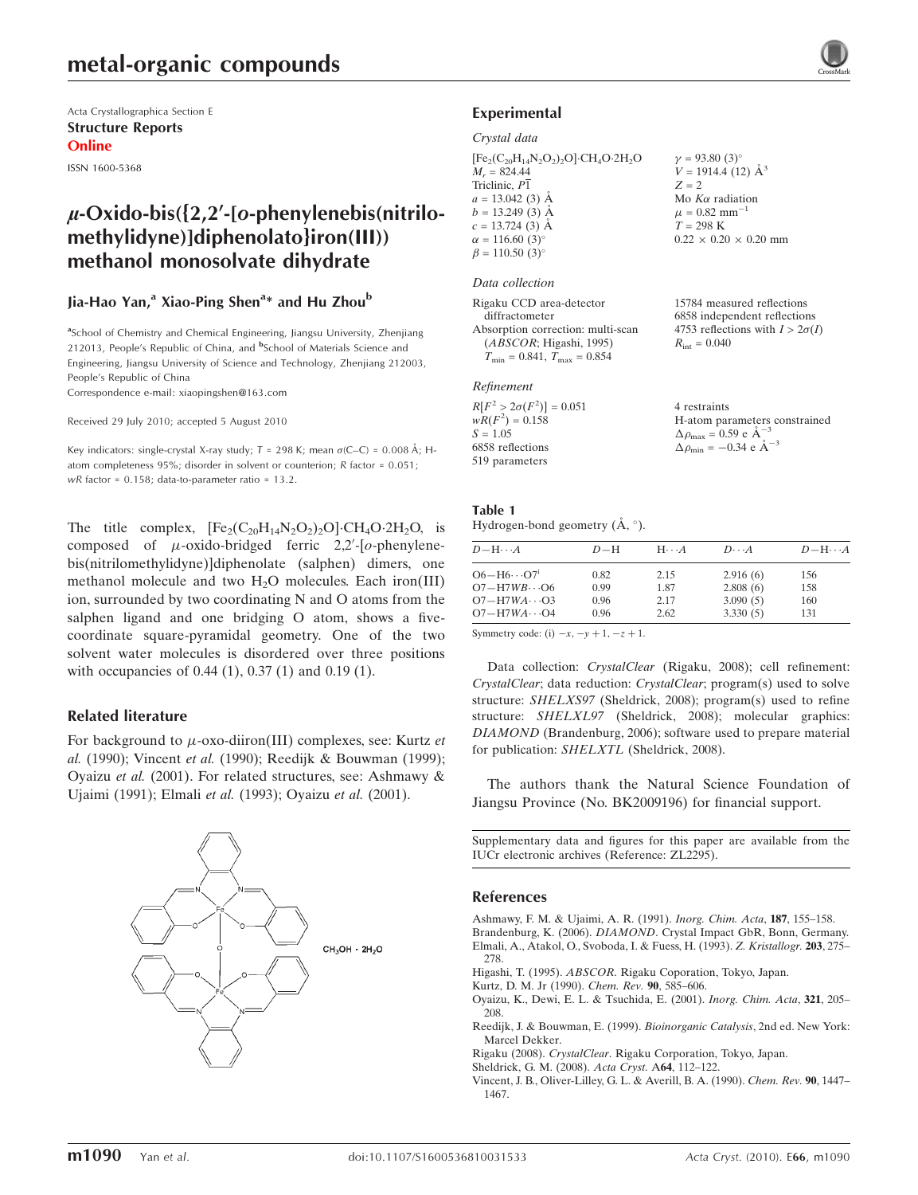Acta Crystallographica Section E

**Structure Reports**

**Online**

ISSN 1600-5368

# μ-Oxido-bis({2,2′-[o-phenylenebis(nitrilomethylidyne)]diphenolato}iron(III)) methanol monosolvate dihydrate

**Jia-Hao Yan,[a] Xiao-Ping Shen[a]* and Hu Zhou[b]**

[a]School of Chemistry and Chemical Engineering, Jiangsu University, Zhenjiang 212013, People's Republic of China, and [b]School of Materials Science and Engineering, Jiangsu University of Science and Technology, Zhenjiang 212003, People's Republic of China

Correspondence e-mail: xiaopingshen@163.com

Received 29 July 2010; accepted 5 August 2010

Key indicators: single-crystal X-ray study; $T$ = 298 K; mean σ(C–C) = 0.008 Å; H-atom completeness 95%; disorder in solvent or counterion; $R$ factor = 0.051; $wR$ factor = 0.158; data-to-parameter ratio = 13.2.

The title complex, $[Fe_2(C_{20}H_{14}N_2O_2)_2O]\cdot CH_4O\cdot 2H_2O$, is composed of μ-oxido-bridged ferric 2,2′-[o-phenylenebis(nitrilomethylidyne)]diphenolate (salphen) dimers, one methanol molecule and two $H_2O$ molecules. Each iron(III) ion, surrounded by two coordinating N and O atoms from the salphen ligand and one bridging O atom, shows a five-coordinate square-pyramidal geometry. One of the two solvent water molecules is disordered over three positions with occupancies of 0.44 (1), 0.37 (1) and 0.19 (1).

## Related literature

For background to μ-oxo-diiron(III) complexes, see: Kurtz *et al.* (1990); Vincent *et al.* (1990); Reedijk & Bouwman (1999); Oyaizu *et al.* (2001). For related structures, see: Ashmawy & Ujaimi (1991); Elmali *et al.* (1993); Oyaizu *et al.* (2001).

CH3OH · 2H2O

## Experimental

### Crystal data

$[Fe_2(C_{20}H_{14}N_2O_2)_2O]\cdot CH_4O\cdot 2H_2O$
$M_r$ = 824.44
Triclinic, $P\bar{1}$
$a$ = 13.042 (3) Å
$b$ = 13.249 (3) Å
$c$ = 13.724 (3) Å
$\alpha$ = 116.60 (3)°
$\beta$ = 110.50 (3)°
$\gamma$ = 93.80 (3)°
$V$ = 1914.4 (12) Å$^3$
$Z$ = 2
Mo $K\alpha$ radiation
$\mu$ = 0.82 mm$^{-1}$
$T$ = 298 K
0.22 × 0.20 × 0.20 mm

### Data collection

Rigaku CCD area-detector diffractometer
Absorption correction: multi-scan (*ABSCOR*; Higashi, 1995)
$T_{min}$ = 0.841, $T_{max}$ = 0.854
15784 measured reflections
6858 independent reflections
4753 reflections with $I > 2\sigma(I)$
$R_{int}$ = 0.040

### Refinement

$R[F^2 > 2\sigma(F^2)]$ = 0.051
$wR(F^2)$ = 0.158
$S$ = 1.05
6858 reflections
519 parameters
4 restraints
H-atom parameters constrained
$\Delta\rho_{max}$ = 0.59 e Å$^{-3}$
$\Delta\rho_{min}$ = −0.34 e Å$^{-3}$

**Table 1**
Hydrogen-bond geometry (Å, °).

| $D$—H···$A$ | $D$—H | H···$A$ | $D$···$A$ | $D$—H···$A$ |
|---|---|---|---|---|
| O6—H6···O7[i] | 0.82 | 2.15 | 2.916 (6) | 156 |
| O7—H7WB···O6 | 0.99 | 1.87 | 2.808 (6) | 158 |
| O7—H7WA···O3 | 0.96 | 2.17 | 3.090 (5) | 160 |
| O7—H7WA···O4 | 0.96 | 2.62 | 3.330 (5) | 131 |

Symmetry code: (i) $-x, -y+1, -z+1$.

Data collection: *CrystalClear* (Rigaku, 2008); cell refinement: *CrystalClear*; data reduction: *CrystalClear*; program(s) used to solve structure: *SHELXS97* (Sheldrick, 2008); program(s) used to refine structure: *SHELXL97* (Sheldrick, 2008); molecular graphics: *DIAMOND* (Brandenburg, 2006); software used to prepare material for publication: *SHELXTL* (Sheldrick, 2008).

The authors thank the Natural Science Foundation of Jiangsu Province (No. BK2009196) for financial support.

Supplementary data and figures for this paper are available from the IUCr electronic archives (Reference: ZL2295).

## References

Ashmawy, F. M. & Ujaimi, A. R. (1991). *Inorg. Chim. Acta*, **187**, 155–158.
Brandenburg, K. (2006). *DIAMOND*. Crystal Impact GbR, Bonn, Germany.
Elmali, A., Atakol, O., Svoboda, I. & Fuess, H. (1993). *Z. Kristallogr.* **203**, 275–278.
Higashi, T. (1995). *ABSCOR*. Rigaku Coporation, Tokyo, Japan.
Kurtz, D. M. Jr (1990). *Chem. Rev.* **90**, 585–606.
Oyaizu, K., Dewi, E. L. & Tsuchida, E. (2001). *Inorg. Chim. Acta*, **321**, 205–208.
Reedijk, J. & Bouwman, E. (1999). *Bioinorganic Catalysis*, 2nd ed. New York: Marcel Dekker.
Rigaku (2008). *CrystalClear*. Rigaku Corporation, Tokyo, Japan.
Sheldrick, G. M. (2008). *Acta Cryst.* A**64**, 112–122.
Vincent, J. B., Oliver-Lilley, G. L. & Averill, B. A. (1990). *Chem. Rev.* **90**, 1447–1467.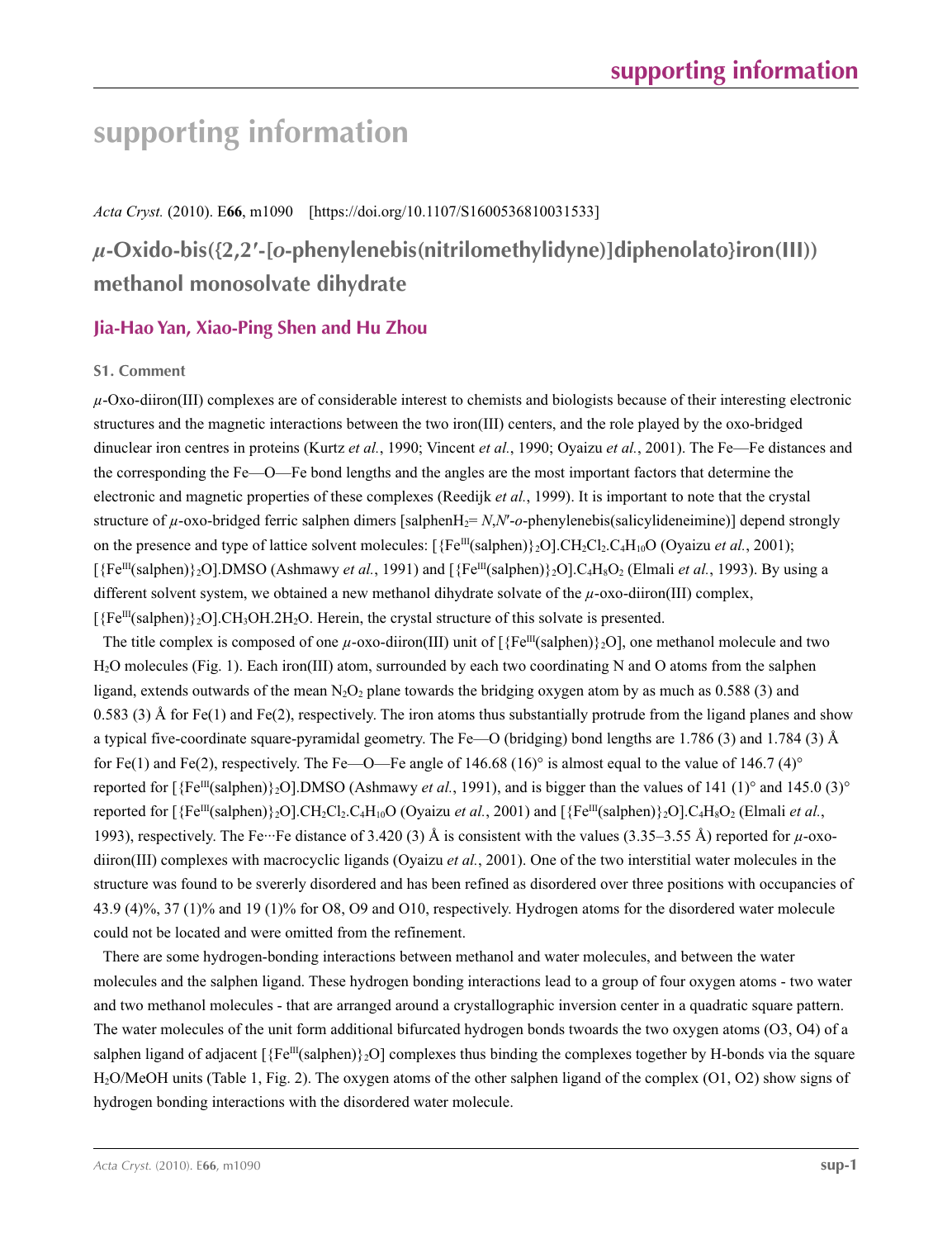# supporting information

*Acta Cryst.* (2010). E**66**, m1090 [https://doi.org/10.1107/S1600536810031533]

## *μ*-Oxido-bis({2,2′-[*o*-phenylenebis(nitrilomethylidyne)]diphenolato}iron(III)) methanol monosolvate dihydrate

### Jia-Hao Yan, Xiao-Ping Shen and Hu Zhou

#### S1. Comment

*μ*-Oxo-diiron(III) complexes are of considerable interest to chemists and biologists because of their interesting electronic structures and the magnetic interactions between the two iron(III) centers, and the role played by the oxo-bridged dinuclear iron centres in proteins (Kurtz *et al.*, 1990; Vincent *et al.*, 1990; Oyaizu *et al.*, 2001). The Fe—Fe distances and the corresponding the Fe—O—Fe bond lengths and the angles are the most important factors that determine the electronic and magnetic properties of these complexes (Reedijk *et al.*, 1999). It is important to note that the crystal structure of *μ*-oxo-bridged ferric salphen dimers [salphenH$_2$= *N*,*N*′-*o*-phenylenebis(salicylideneimine)] depend strongly on the presence and type of lattice solvent molecules: [{Fe$^{III}$(salphen)}$_2$O].CH$_2$Cl$_2$.C$_4$H$_{10}$O (Oyaizu *et al.*, 2001); [{Fe$^{III}$(salphen)}$_2$O].DMSO (Ashmawy *et al.*, 1991) and [{Fe$^{III}$(salphen)}$_2$O].C$_4$H$_8$O$_2$ (Elmali *et al.*, 1993). By using a different solvent system, we obtained a new methanol dihydrate solvate of the *μ*-oxo-diiron(III) complex, [{Fe$^{III}$(salphen)}$_2$O].CH$_3$OH.2H$_2$O. Herein, the crystal structure of this solvate is presented.

The title complex is composed of one *μ*-oxo-diiron(III) unit of [{Fe$^{III}$(salphen)}$_2$O], one methanol molecule and two H$_2$O molecules (Fig. 1). Each iron(III) atom, surrounded by each two coordinating N and O atoms from the salphen ligand, extends outwards of the mean N$_2$O$_2$ plane towards the bridging oxygen atom by as much as 0.588 (3) and 0.583 (3) Å for Fe(1) and Fe(2), respectively. The iron atoms thus substantially protrude from the ligand planes and show a typical five-coordinate square-pyramidal geometry. The Fe—O (bridging) bond lengths are 1.786 (3) and 1.784 (3) Å for Fe(1) and Fe(2), respectively. The Fe—O—Fe angle of 146.68 (16)° is almost equal to the value of 146.7 (4)° reported for [{Fe$^{III}$(salphen)}$_2$O].DMSO (Ashmawy *et al.*, 1991), and is bigger than the values of 141 (1)° and 145.0 (3)° reported for [{Fe$^{III}$(salphen)}$_2$O].CH$_2$Cl$_2$.C$_4$H$_{10}$O (Oyaizu *et al.*, 2001) and [{Fe$^{III}$(salphen)}$_2$O].C$_4$H$_8$O$_2$ (Elmali *et al.*, 1993), respectively. The Fe···Fe distance of 3.420 (3) Å is consistent with the values (3.35–3.55 Å) reported for *μ*-oxo-diiron(III) complexes with macrocyclic ligands (Oyaizu *et al.*, 2001). One of the two interstitial water molecules in the structure was found to be svererly disordered and has been refined as disordered over three positions with occupancies of 43.9 (4)%, 37 (1)% and 19 (1)% for O8, O9 and O10, respectively. Hydrogen atoms for the disordered water molecule could not be located and were omitted from the refinement.

There are some hydrogen-bonding interactions between methanol and water molecules, and between the water molecules and the salphen ligand. These hydrogen bonding interactions lead to a group of four oxygen atoms - two water and two methanol molecules - that are arranged around a crystallographic inversion center in a quadratic square pattern. The water molecules of the unit form additional bifurcated hydrogen bonds twoards the two oxygen atoms (O3, O4) of a salphen ligand of adjacent [{Fe$^{III}$(salphen)}$_2$O] complexes thus binding the complexes together by H-bonds via the square H$_2$O/MeOH units (Table 1, Fig. 2). The oxygen atoms of the other salphen ligand of the complex (O1, O2) show signs of hydrogen bonding interactions with the disordered water molecule.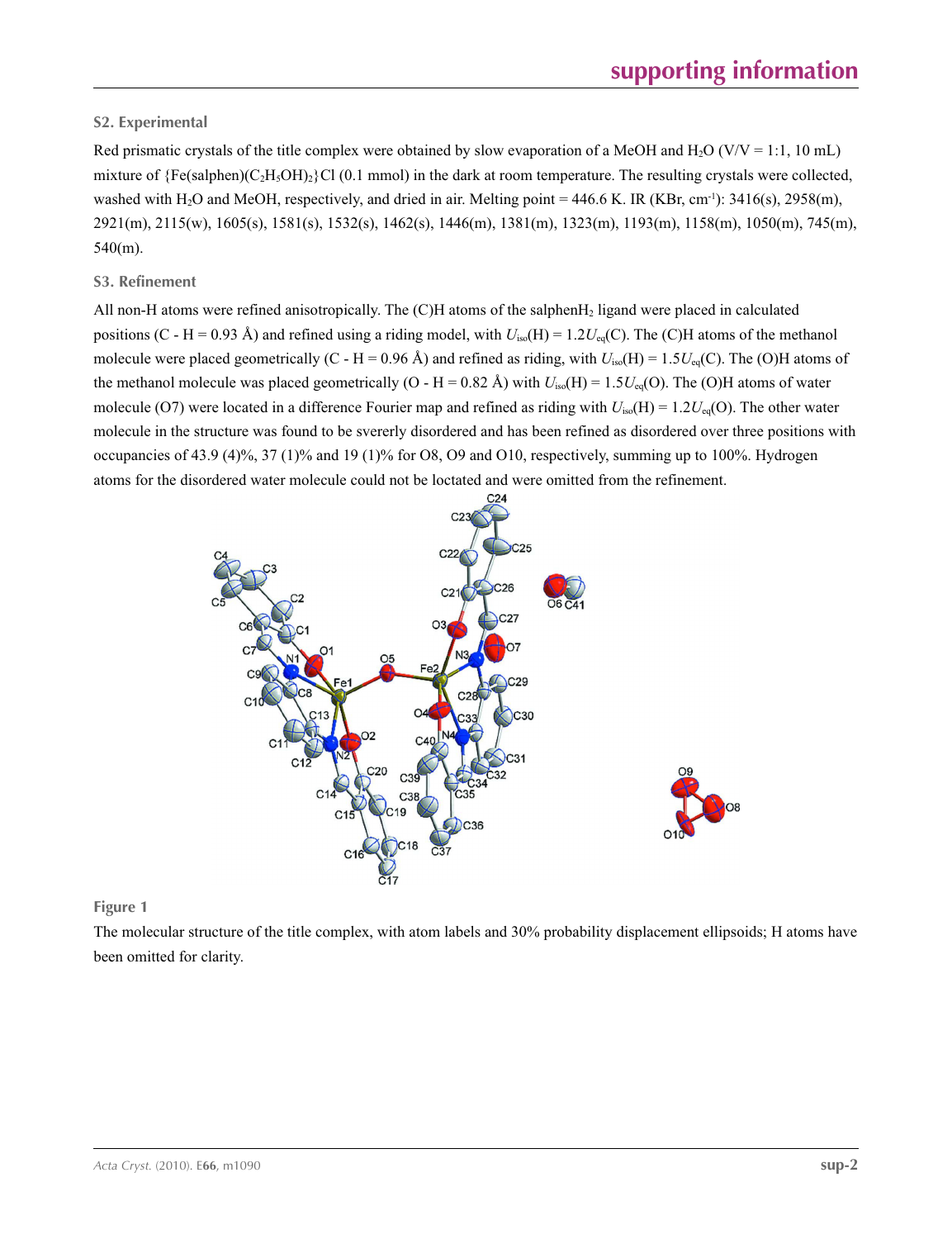## S2. Experimental

Red prismatic crystals of the title complex were obtained by slow evaporation of a MeOH and $H_2O$ (V/V = 1:1, 10 mL) mixture of $\{Fe(salphen)(C_2H_5OH)_2\}Cl$ (0.1 mmol) in the dark at room temperature. The resulting crystals were collected, washed with $H_2O$ and MeOH, respectively, and dried in air. Melting point = 446.6 K. IR (KBr, $cm^{-1}$): 3416(s), 2958(m), 2921(m), 2115(w), 1605(s), 1581(s), 1532(s), 1462(s), 1446(m), 1381(m), 1323(m), 1193(m), 1158(m), 1050(m), 745(m), 540(m).

## S3. Refinement

All non-H atoms were refined anisotropically. The (C)H atoms of the salphen$H_2$ ligand were placed in calculated positions (C - H = 0.93 Å) and refined using a riding model, with $U_{iso}(H) = 1.2U_{eq}(C)$. The (C)H atoms of the methanol molecule were placed geometrically (C - H = 0.96 Å) and refined as riding, with $U_{iso}(H) = 1.5U_{eq}(C)$. The (O)H atoms of the methanol molecule was placed geometrically (O - H = 0.82 Å) with $U_{iso}(H) = 1.5U_{eq}(O)$. The (O)H atoms of water molecule (O7) were located in a difference Fourier map and refined as riding with $U_{iso}(H) = 1.2U_{eq}(O)$. The other water molecule in the structure was found to be svererly disordered and has been refined as disordered over three positions with occupancies of 43.9 (4)%, 37 (1)% and 19 (1)% for O8, O9 and O10, respectively, summing up to 100%. Hydrogen atoms for the disordered water molecule could not be loctated and were omitted from the refinement.

**Figure 1**

The molecular structure of the title complex, with atom labels and 30% probability displacement ellipsoids; H atoms have been omitted for clarity.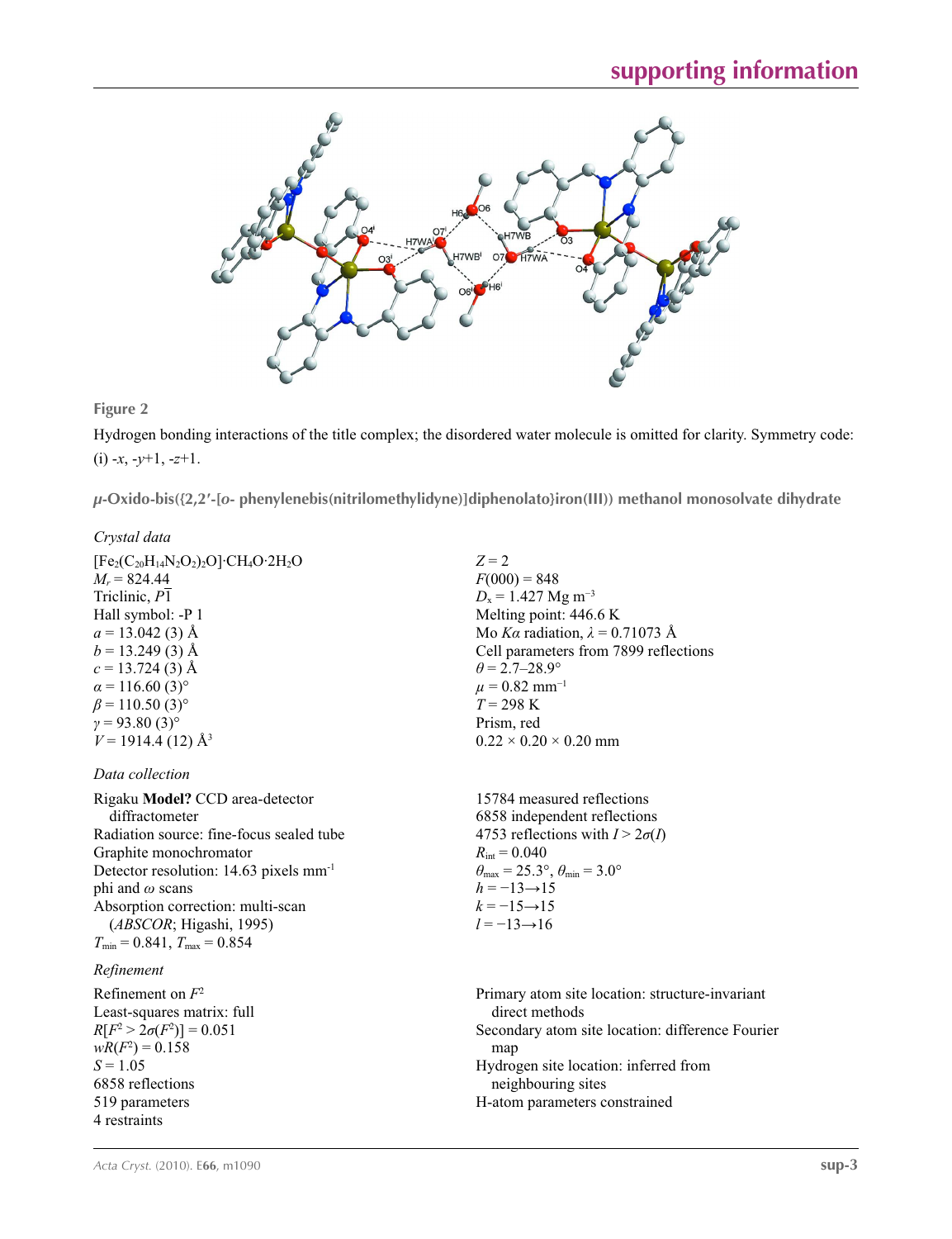**Figure 2**

Hydrogen bonding interactions of the title complex; the disordered water molecule is omitted for clarity. Symmetry code: (i) -*x*, -*y*+1, -*z*+1.

**μ-Oxido-bis({2,2′-[*o*- phenylenebis(nitrilomethylidyne)]diphenolato}iron(III)) methanol monosolvate dihydrate**

*Crystal data*

$[Fe_2(C_{20}H_{14}N_2O_2)_2O]\cdot CH_4O\cdot 2H_2O$
$M_r = 824.44$
Triclinic, $P\overline{1}$
Hall symbol: -P 1
$a = 13.042$ (3) Å
$b = 13.249$ (3) Å
$c = 13.724$ (3) Å
$\alpha = 116.60$ (3)°
$\beta = 110.50$ (3)°
$\gamma = 93.80$ (3)°
$V = 1914.4$ (12) Å$^3$
$Z = 2$
$F(000) = 848$
$D_x = 1.427$ Mg m$^{-3}$
Melting point: 446.6 K
Mo $K\alpha$ radiation, $\lambda = 0.71073$ Å
Cell parameters from 7899 reflections
$\theta = 2.7$–28.9°
$\mu = 0.82$ mm$^{-1}$
$T = 298$ K
Prism, red
0.22 × 0.20 × 0.20 mm

*Data collection*

Rigaku **Model?** CCD area-detector diffractometer
Radiation source: fine-focus sealed tube
Graphite monochromator
Detector resolution: 14.63 pixels mm$^{-1}$
phi and $\omega$ scans
Absorption correction: multi-scan (*ABSCOR*; Higashi, 1995)
$T_{min} = 0.841$, $T_{max} = 0.854$
15784 measured reflections
6858 independent reflections
4753 reflections with $I > 2\sigma(I)$
$R_{int} = 0.040$
$\theta_{max} = 25.3°$, $\theta_{min} = 3.0°$
$h = -13 \rightarrow 15$
$k = -15 \rightarrow 15$
$l = -13 \rightarrow 16$

*Refinement*

Refinement on $F^2$
Least-squares matrix: full
$R[F^2 > 2\sigma(F^2)] = 0.051$
$wR(F^2) = 0.158$
$S = 1.05$
6858 reflections
519 parameters
4 restraints
Primary atom site location: structure-invariant direct methods
Secondary atom site location: difference Fourier map
Hydrogen site location: inferred from neighbouring sites
H-atom parameters constrained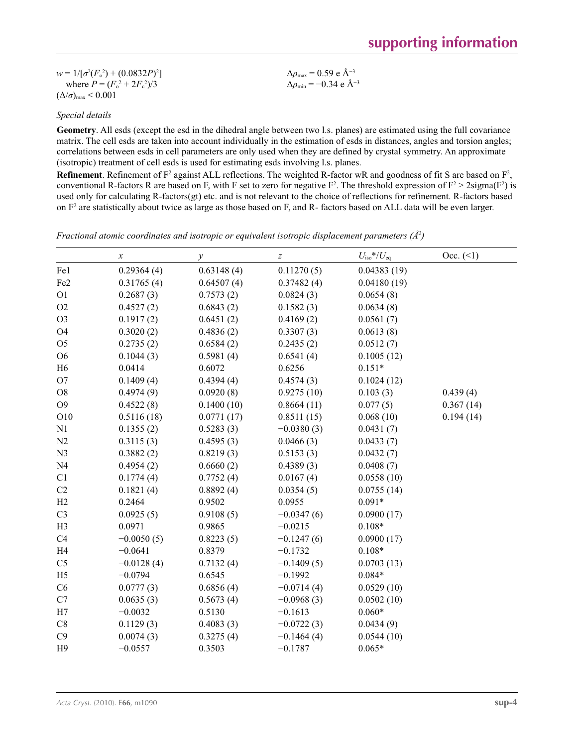$w = 1/[\sigma^2(F_o^2) + (0.0832P)^2]$
where $P = (F_o^2 + 2F_c^2)/3$
$(\Delta/\sigma)_{max} < 0.001$

$\Delta\rho_{max} = 0.59$ e Å$^{-3}$
$\Delta\rho_{min} = -0.34$ e Å$^{-3}$

*Special details*

**Geometry**. All esds (except the esd in the dihedral angle between two l.s. planes) are estimated using the full covariance matrix. The cell esds are taken into account individually in the estimation of esds in distances, angles and torsion angles; correlations between esds in cell parameters are only used when they are defined by crystal symmetry. An approximate (isotropic) treatment of cell esds is used for estimating esds involving l.s. planes.

**Refinement**. Refinement of $F^2$ against ALL reflections. The weighted R-factor wR and goodness of fit S are based on $F^2$, conventional R-factors R are based on F, with F set to zero for negative $F^2$. The threshold expression of $F^2 > 2\text{sigma}(F^2)$ is used only for calculating R-factors(gt) etc. and is not relevant to the choice of reflections for refinement. R-factors based on $F^2$ are statistically about twice as large as those based on F, and R- factors based on ALL data will be even larger.

*Fractional atomic coordinates and isotropic or equivalent isotropic displacement parameters (Å$^2$)*

| | *x* | *y* | *z* | $U_{iso}$*/$U_{eq}$ | Occ. (<1) |
|---|---|---|---|---|---|
| Fe1 | 0.29364 (4) | 0.63148 (4) | 0.11270 (5) | 0.04383 (19) | |
| Fe2 | 0.31765 (4) | 0.64507 (4) | 0.37482 (4) | 0.04180 (19) | |
| O1 | 0.2687 (3) | 0.7573 (2) | 0.0824 (3) | 0.0654 (8) | |
| O2 | 0.4527 (2) | 0.6843 (2) | 0.1582 (3) | 0.0634 (8) | |
| O3 | 0.1917 (2) | 0.6451 (2) | 0.4169 (2) | 0.0561 (7) | |
| O4 | 0.3020 (2) | 0.4836 (2) | 0.3307 (3) | 0.0613 (8) | |
| O5 | 0.2735 (2) | 0.6584 (2) | 0.2435 (2) | 0.0512 (7) | |
| O6 | 0.1044 (3) | 0.5981 (4) | 0.6541 (4) | 0.1005 (12) | |
| H6 | 0.0414 | 0.6072 | 0.6256 | 0.151* | |
| O7 | 0.1409 (4) | 0.4394 (4) | 0.4574 (3) | 0.1024 (12) | |
| O8 | 0.4974 (9) | 0.0920 (8) | 0.9275 (10) | 0.103 (3) | 0.439 (4) |
| O9 | 0.4522 (8) | 0.1400 (10) | 0.8664 (11) | 0.077 (5) | 0.367 (14) |
| O10 | 0.5116 (18) | 0.0771 (17) | 0.8511 (15) | 0.068 (10) | 0.194 (14) |
| N1 | 0.1355 (2) | 0.5283 (3) | −0.0380 (3) | 0.0431 (7) | |
| N2 | 0.3115 (3) | 0.4595 (3) | 0.0466 (3) | 0.0433 (7) | |
| N3 | 0.3882 (2) | 0.8219 (3) | 0.5153 (3) | 0.0432 (7) | |
| N4 | 0.4954 (2) | 0.6660 (2) | 0.4389 (3) | 0.0408 (7) | |
| C1 | 0.1774 (4) | 0.7752 (4) | 0.0167 (4) | 0.0558 (10) | |
| C2 | 0.1821 (4) | 0.8892 (4) | 0.0354 (5) | 0.0755 (14) | |
| H2 | 0.2464 | 0.9502 | 0.0955 | 0.091* | |
| C3 | 0.0925 (5) | 0.9108 (5) | −0.0347 (6) | 0.0900 (17) | |
| H3 | 0.0971 | 0.9865 | −0.0215 | 0.108* | |
| C4 | −0.0050 (5) | 0.8223 (5) | −0.1247 (6) | 0.0900 (17) | |
| H4 | −0.0641 | 0.8379 | −0.1732 | 0.108* | |
| C5 | −0.0128 (4) | 0.7132 (4) | −0.1409 (5) | 0.0703 (13) | |
| H5 | −0.0794 | 0.6545 | −0.1992 | 0.084* | |
| C6 | 0.0777 (3) | 0.6856 (4) | −0.0714 (4) | 0.0529 (10) | |
| C7 | 0.0635 (3) | 0.5673 (4) | −0.0968 (3) | 0.0502 (10) | |
| H7 | −0.0032 | 0.5130 | −0.1613 | 0.060* | |
| C8 | 0.1129 (3) | 0.4083 (3) | −0.0722 (3) | 0.0434 (9) | |
| C9 | 0.0074 (3) | 0.3275 (4) | −0.1464 (4) | 0.0544 (10) | |
| H9 | −0.0557 | 0.3503 | −0.1787 | 0.065* | |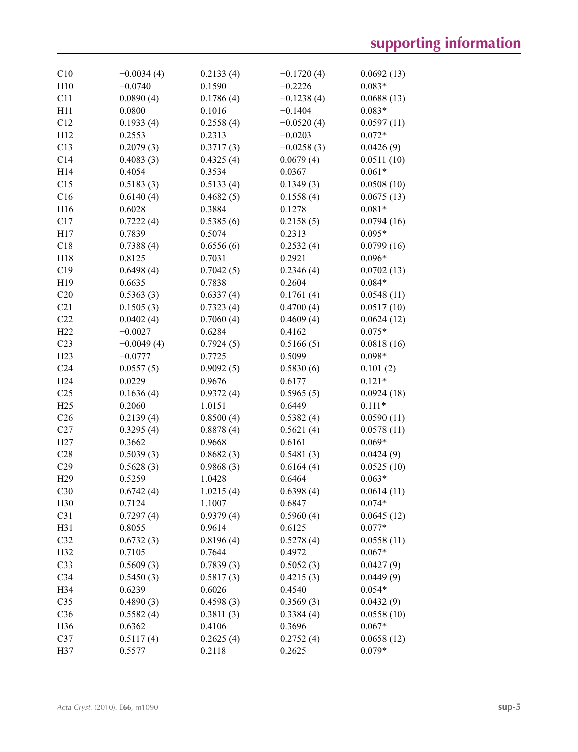| | | | | |
|---|---|---|---|---|
| C10 | −0.0034 (4) | 0.2133 (4) | −0.1720 (4) | 0.0692 (13) |
| H10 | −0.0740 | 0.1590 | −0.2226 | 0.083* |
| C11 | 0.0890 (4) | 0.1786 (4) | −0.1238 (4) | 0.0688 (13) |
| H11 | 0.0800 | 0.1016 | −0.1404 | 0.083* |
| C12 | 0.1933 (4) | 0.2558 (4) | −0.0520 (4) | 0.0597 (11) |
| H12 | 0.2553 | 0.2313 | −0.0203 | 0.072* |
| C13 | 0.2079 (3) | 0.3717 (3) | −0.0258 (3) | 0.0426 (9) |
| C14 | 0.4083 (3) | 0.4325 (4) | 0.0679 (4) | 0.0511 (10) |
| H14 | 0.4054 | 0.3534 | 0.0367 | 0.061* |
| C15 | 0.5183 (3) | 0.5133 (4) | 0.1349 (3) | 0.0508 (10) |
| C16 | 0.6140 (4) | 0.4682 (5) | 0.1558 (4) | 0.0675 (13) |
| H16 | 0.6028 | 0.3884 | 0.1278 | 0.081* |
| C17 | 0.7222 (4) | 0.5385 (6) | 0.2158 (5) | 0.0794 (16) |
| H17 | 0.7839 | 0.5074 | 0.2313 | 0.095* |
| C18 | 0.7388 (4) | 0.6556 (6) | 0.2532 (4) | 0.0799 (16) |
| H18 | 0.8125 | 0.7031 | 0.2921 | 0.096* |
| C19 | 0.6498 (4) | 0.7042 (5) | 0.2346 (4) | 0.0702 (13) |
| H19 | 0.6635 | 0.7838 | 0.2604 | 0.084* |
| C20 | 0.5363 (3) | 0.6337 (4) | 0.1761 (4) | 0.0548 (11) |
| C21 | 0.1505 (3) | 0.7323 (4) | 0.4700 (4) | 0.0517 (10) |
| C22 | 0.0402 (4) | 0.7060 (4) | 0.4609 (4) | 0.0624 (12) |
| H22 | −0.0027 | 0.6284 | 0.4162 | 0.075* |
| C23 | −0.0049 (4) | 0.7924 (5) | 0.5166 (5) | 0.0818 (16) |
| H23 | −0.0777 | 0.7725 | 0.5099 | 0.098* |
| C24 | 0.0557 (5) | 0.9092 (5) | 0.5830 (6) | 0.101 (2) |
| H24 | 0.0229 | 0.9676 | 0.6177 | 0.121* |
| C25 | 0.1636 (4) | 0.9372 (4) | 0.5965 (5) | 0.0924 (18) |
| H25 | 0.2060 | 1.0151 | 0.6449 | 0.111* |
| C26 | 0.2139 (4) | 0.8500 (4) | 0.5382 (4) | 0.0590 (11) |
| C27 | 0.3295 (4) | 0.8878 (4) | 0.5621 (4) | 0.0578 (11) |
| H27 | 0.3662 | 0.9668 | 0.6161 | 0.069* |
| C28 | 0.5039 (3) | 0.8682 (3) | 0.5481 (3) | 0.0424 (9) |
| C29 | 0.5628 (3) | 0.9868 (3) | 0.6164 (4) | 0.0525 (10) |
| H29 | 0.5259 | 1.0428 | 0.6464 | 0.063* |
| C30 | 0.6742 (4) | 1.0215 (4) | 0.6398 (4) | 0.0614 (11) |
| H30 | 0.7124 | 1.1007 | 0.6847 | 0.074* |
| C31 | 0.7297 (4) | 0.9379 (4) | 0.5960 (4) | 0.0645 (12) |
| H31 | 0.8055 | 0.9614 | 0.6125 | 0.077* |
| C32 | 0.6732 (3) | 0.8196 (4) | 0.5278 (4) | 0.0558 (11) |
| H32 | 0.7105 | 0.7644 | 0.4972 | 0.067* |
| C33 | 0.5609 (3) | 0.7839 (3) | 0.5052 (3) | 0.0427 (9) |
| C34 | 0.5450 (3) | 0.5817 (3) | 0.4215 (3) | 0.0449 (9) |
| H34 | 0.6239 | 0.6026 | 0.4540 | 0.054* |
| C35 | 0.4890 (3) | 0.4598 (3) | 0.3569 (3) | 0.0432 (9) |
| C36 | 0.5582 (4) | 0.3811 (3) | 0.3384 (4) | 0.0558 (10) |
| H36 | 0.6362 | 0.4106 | 0.3696 | 0.067* |
| C37 | 0.5117 (4) | 0.2625 (4) | 0.2752 (4) | 0.0658 (12) |
| H37 | 0.5577 | 0.2118 | 0.2625 | 0.079* |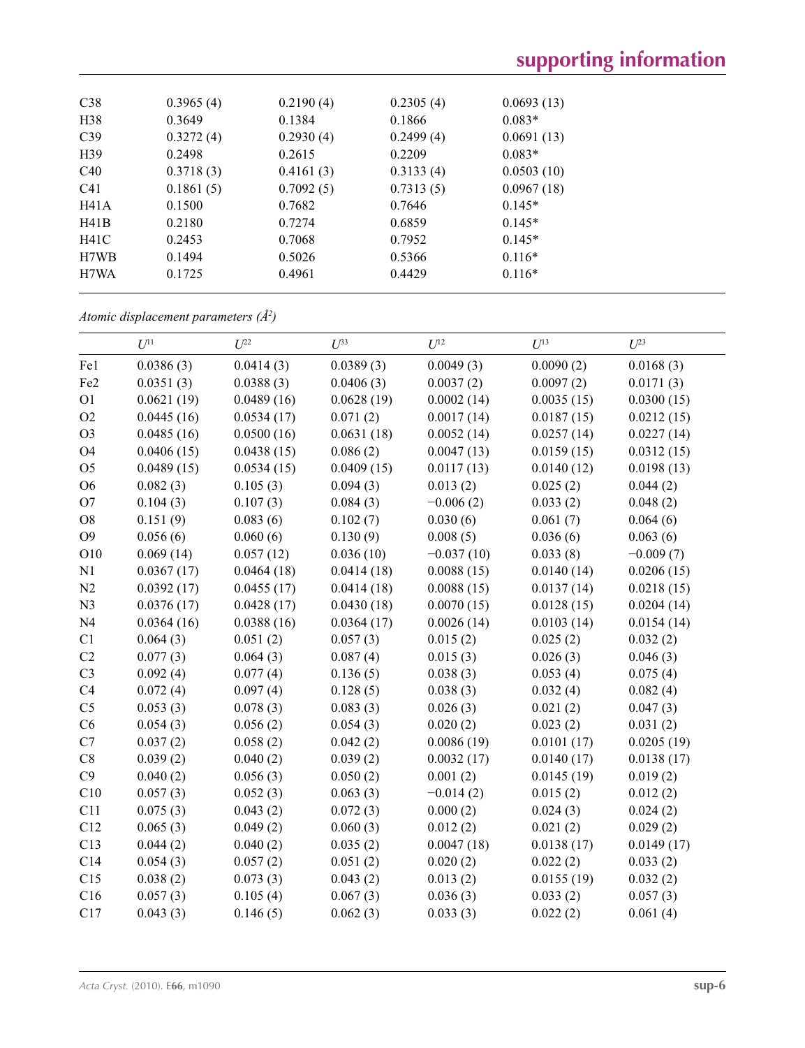| | | | | |
|---|---|---|---|---|
| C38 | 0.3965 (4) | 0.2190 (4) | 0.2305 (4) | 0.0693 (13) |
| H38 | 0.3649 | 0.1384 | 0.1866 | 0.083* |
| C39 | 0.3272 (4) | 0.2930 (4) | 0.2499 (4) | 0.0691 (13) |
| H39 | 0.2498 | 0.2615 | 0.2209 | 0.083* |
| C40 | 0.3718 (3) | 0.4161 (3) | 0.3133 (4) | 0.0503 (10) |
| C41 | 0.1861 (5) | 0.7092 (5) | 0.7313 (5) | 0.0967 (18) |
| H41A | 0.1500 | 0.7682 | 0.7646 | 0.145* |
| H41B | 0.2180 | 0.7274 | 0.6859 | 0.145* |
| H41C | 0.2453 | 0.7068 | 0.7952 | 0.145* |
| H7WB | 0.1494 | 0.5026 | 0.5366 | 0.116* |
| H7WA | 0.1725 | 0.4961 | 0.4429 | 0.116* |

*Atomic displacement parameters ($Å^2$)*

| | $U^{11}$ | $U^{22}$ | $U^{33}$ | $U^{12}$ | $U^{13}$ | $U^{23}$ |
|---|---|---|---|---|---|---|
| Fe1 | 0.0386 (3) | 0.0414 (3) | 0.0389 (3) | 0.0049 (3) | 0.0090 (2) | 0.0168 (3) |
| Fe2 | 0.0351 (3) | 0.0388 (3) | 0.0406 (3) | 0.0037 (2) | 0.0097 (2) | 0.0171 (3) |
| O1 | 0.0621 (19) | 0.0489 (16) | 0.0628 (19) | 0.0002 (14) | 0.0035 (15) | 0.0300 (15) |
| O2 | 0.0445 (16) | 0.0534 (17) | 0.071 (2) | 0.0017 (14) | 0.0187 (15) | 0.0212 (15) |
| O3 | 0.0485 (16) | 0.0500 (16) | 0.0631 (18) | 0.0052 (14) | 0.0257 (14) | 0.0227 (14) |
| O4 | 0.0406 (15) | 0.0438 (15) | 0.086 (2) | 0.0047 (13) | 0.0159 (15) | 0.0312 (15) |
| O5 | 0.0489 (15) | 0.0534 (15) | 0.0409 (15) | 0.0117 (13) | 0.0140 (12) | 0.0198 (13) |
| O6 | 0.082 (3) | 0.105 (3) | 0.094 (3) | 0.013 (2) | 0.025 (2) | 0.044 (2) |
| O7 | 0.104 (3) | 0.107 (3) | 0.084 (3) | −0.006 (2) | 0.033 (2) | 0.048 (2) |
| O8 | 0.151 (9) | 0.083 (6) | 0.102 (7) | 0.030 (6) | 0.061 (7) | 0.064 (6) |
| O9 | 0.056 (6) | 0.060 (6) | 0.130 (9) | 0.008 (5) | 0.036 (6) | 0.063 (6) |
| O10 | 0.069 (14) | 0.057 (12) | 0.036 (10) | −0.037 (10) | 0.033 (8) | −0.009 (7) |
| N1 | 0.0367 (17) | 0.0464 (18) | 0.0414 (18) | 0.0088 (15) | 0.0140 (14) | 0.0206 (15) |
| N2 | 0.0392 (17) | 0.0455 (17) | 0.0414 (18) | 0.0088 (15) | 0.0137 (14) | 0.0218 (15) |
| N3 | 0.0376 (17) | 0.0428 (17) | 0.0430 (18) | 0.0070 (15) | 0.0128 (15) | 0.0204 (14) |
| N4 | 0.0364 (16) | 0.0388 (16) | 0.0364 (17) | 0.0026 (14) | 0.0103 (14) | 0.0154 (14) |
| C1 | 0.064 (3) | 0.051 (2) | 0.057 (3) | 0.015 (2) | 0.025 (2) | 0.032 (2) |
| C2 | 0.077 (3) | 0.064 (3) | 0.087 (4) | 0.015 (3) | 0.026 (3) | 0.046 (3) |
| C3 | 0.092 (4) | 0.077 (4) | 0.136 (5) | 0.038 (3) | 0.053 (4) | 0.075 (4) |
| C4 | 0.072 (4) | 0.097 (4) | 0.128 (5) | 0.038 (3) | 0.032 (4) | 0.082 (4) |
| C5 | 0.053 (3) | 0.078 (3) | 0.083 (3) | 0.026 (3) | 0.021 (2) | 0.047 (3) |
| C6 | 0.054 (3) | 0.056 (2) | 0.054 (3) | 0.020 (2) | 0.023 (2) | 0.031 (2) |
| C7 | 0.037 (2) | 0.058 (2) | 0.042 (2) | 0.0086 (19) | 0.0101 (17) | 0.0205 (19) |
| C8 | 0.039 (2) | 0.040 (2) | 0.039 (2) | 0.0032 (17) | 0.0140 (17) | 0.0138 (17) |
| C9 | 0.040 (2) | 0.056 (3) | 0.050 (2) | 0.001 (2) | 0.0145 (19) | 0.019 (2) |
| C10 | 0.057 (3) | 0.052 (3) | 0.063 (3) | −0.014 (2) | 0.015 (2) | 0.012 (2) |
| C11 | 0.075 (3) | 0.043 (2) | 0.072 (3) | 0.000 (2) | 0.024 (3) | 0.024 (2) |
| C12 | 0.065 (3) | 0.049 (2) | 0.060 (3) | 0.012 (2) | 0.021 (2) | 0.029 (2) |
| C13 | 0.044 (2) | 0.040 (2) | 0.035 (2) | 0.0047 (18) | 0.0138 (17) | 0.0149 (17) |
| C14 | 0.054 (3) | 0.057 (2) | 0.051 (2) | 0.020 (2) | 0.022 (2) | 0.033 (2) |
| C15 | 0.038 (2) | 0.073 (3) | 0.043 (2) | 0.013 (2) | 0.0155 (19) | 0.032 (2) |
| C16 | 0.057 (3) | 0.105 (4) | 0.067 (3) | 0.036 (3) | 0.033 (2) | 0.057 (3) |
| C17 | 0.043 (3) | 0.146 (5) | 0.062 (3) | 0.033 (3) | 0.022 (2) | 0.061 (4) |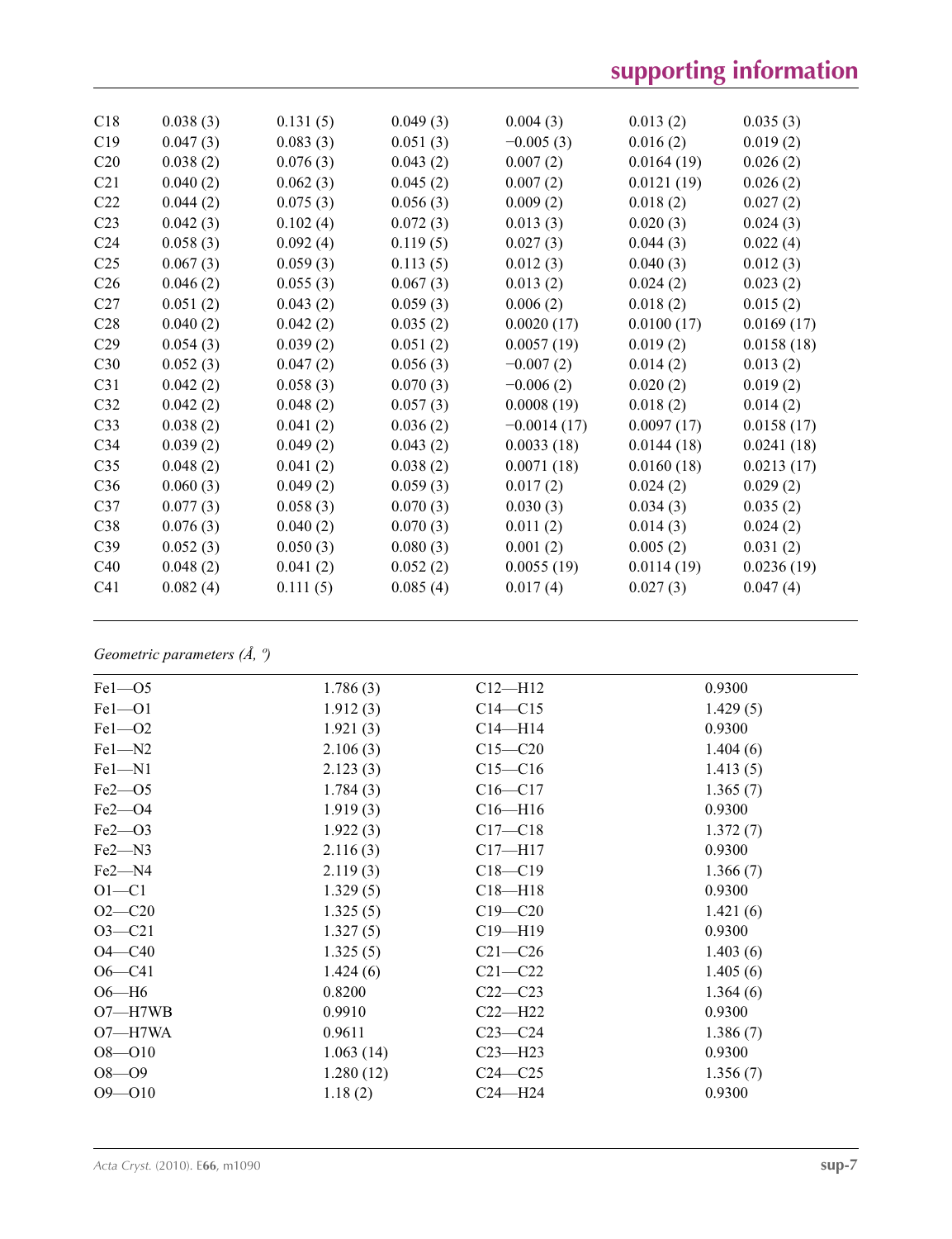| | | | | | | |
|---|---|---|---|---|---|---|
| C18 | 0.038 (3) | 0.131 (5) | 0.049 (3) | 0.004 (3) | 0.013 (2) | 0.035 (3) |
| C19 | 0.047 (3) | 0.083 (3) | 0.051 (3) | −0.005 (3) | 0.016 (2) | 0.019 (2) |
| C20 | 0.038 (2) | 0.076 (3) | 0.043 (2) | 0.007 (2) | 0.0164 (19) | 0.026 (2) |
| C21 | 0.040 (2) | 0.062 (3) | 0.045 (2) | 0.007 (2) | 0.0121 (19) | 0.026 (2) |
| C22 | 0.044 (2) | 0.075 (3) | 0.056 (3) | 0.009 (2) | 0.018 (2) | 0.027 (2) |
| C23 | 0.042 (3) | 0.102 (4) | 0.072 (3) | 0.013 (3) | 0.020 (3) | 0.024 (3) |
| C24 | 0.058 (3) | 0.092 (4) | 0.119 (5) | 0.027 (3) | 0.044 (3) | 0.022 (4) |
| C25 | 0.067 (3) | 0.059 (3) | 0.113 (5) | 0.012 (3) | 0.040 (3) | 0.012 (3) |
| C26 | 0.046 (2) | 0.055 (3) | 0.067 (3) | 0.013 (2) | 0.024 (2) | 0.023 (2) |
| C27 | 0.051 (2) | 0.043 (2) | 0.059 (3) | 0.006 (2) | 0.018 (2) | 0.015 (2) |
| C28 | 0.040 (2) | 0.042 (2) | 0.035 (2) | 0.0020 (17) | 0.0100 (17) | 0.0169 (17) |
| C29 | 0.054 (3) | 0.039 (2) | 0.051 (2) | 0.0057 (19) | 0.019 (2) | 0.0158 (18) |
| C30 | 0.052 (3) | 0.047 (2) | 0.056 (3) | −0.007 (2) | 0.014 (2) | 0.013 (2) |
| C31 | 0.042 (2) | 0.058 (3) | 0.070 (3) | −0.006 (2) | 0.020 (2) | 0.019 (2) |
| C32 | 0.042 (2) | 0.048 (2) | 0.057 (3) | 0.0008 (19) | 0.018 (2) | 0.014 (2) |
| C33 | 0.038 (2) | 0.041 (2) | 0.036 (2) | −0.0014 (17) | 0.0097 (17) | 0.0158 (17) |
| C34 | 0.039 (2) | 0.049 (2) | 0.043 (2) | 0.0033 (18) | 0.0144 (18) | 0.0241 (18) |
| C35 | 0.048 (2) | 0.041 (2) | 0.038 (2) | 0.0071 (18) | 0.0160 (18) | 0.0213 (17) |
| C36 | 0.060 (3) | 0.049 (2) | 0.059 (3) | 0.017 (2) | 0.024 (2) | 0.029 (2) |
| C37 | 0.077 (3) | 0.058 (3) | 0.070 (3) | 0.030 (3) | 0.034 (3) | 0.035 (2) |
| C38 | 0.076 (3) | 0.040 (2) | 0.070 (3) | 0.011 (2) | 0.014 (3) | 0.024 (2) |
| C39 | 0.052 (3) | 0.050 (3) | 0.080 (3) | 0.001 (2) | 0.005 (2) | 0.031 (2) |
| C40 | 0.048 (2) | 0.041 (2) | 0.052 (2) | 0.0055 (19) | 0.0114 (19) | 0.0236 (19) |
| C41 | 0.082 (4) | 0.111 (5) | 0.085 (4) | 0.017 (4) | 0.027 (3) | 0.047 (4) |

*Geometric parameters (Å, º)*

| | | | |
|---|---|---|---|
| Fe1—O5 | 1.786 (3) | C12—H12 | 0.9300 |
| Fe1—O1 | 1.912 (3) | C14—C15 | 1.429 (5) |
| Fe1—O2 | 1.921 (3) | C14—H14 | 0.9300 |
| Fe1—N2 | 2.106 (3) | C15—C20 | 1.404 (6) |
| Fe1—N1 | 2.123 (3) | C15—C16 | 1.413 (5) |
| Fe2—O5 | 1.784 (3) | C16—C17 | 1.365 (7) |
| Fe2—O4 | 1.919 (3) | C16—H16 | 0.9300 |
| Fe2—O3 | 1.922 (3) | C17—C18 | 1.372 (7) |
| Fe2—N3 | 2.116 (3) | C17—H17 | 0.9300 |
| Fe2—N4 | 2.119 (3) | C18—C19 | 1.366 (7) |
| O1—C1 | 1.329 (5) | C18—H18 | 0.9300 |
| O2—C20 | 1.325 (5) | C19—C20 | 1.421 (6) |
| O3—C21 | 1.327 (5) | C19—H19 | 0.9300 |
| O4—C40 | 1.325 (5) | C21—C26 | 1.403 (6) |
| O6—C41 | 1.424 (6) | C21—C22 | 1.405 (6) |
| O6—H6 | 0.8200 | C22—C23 | 1.364 (6) |
| O7—H7WB | 0.9910 | C22—H22 | 0.9300 |
| O7—H7WA | 0.9611 | C23—C24 | 1.386 (7) |
| O8—O10 | 1.063 (14) | C23—H23 | 0.9300 |
| O8—O9 | 1.280 (12) | C24—C25 | 1.356 (7) |
| O9—O10 | 1.18 (2) | C24—H24 | 0.9300 |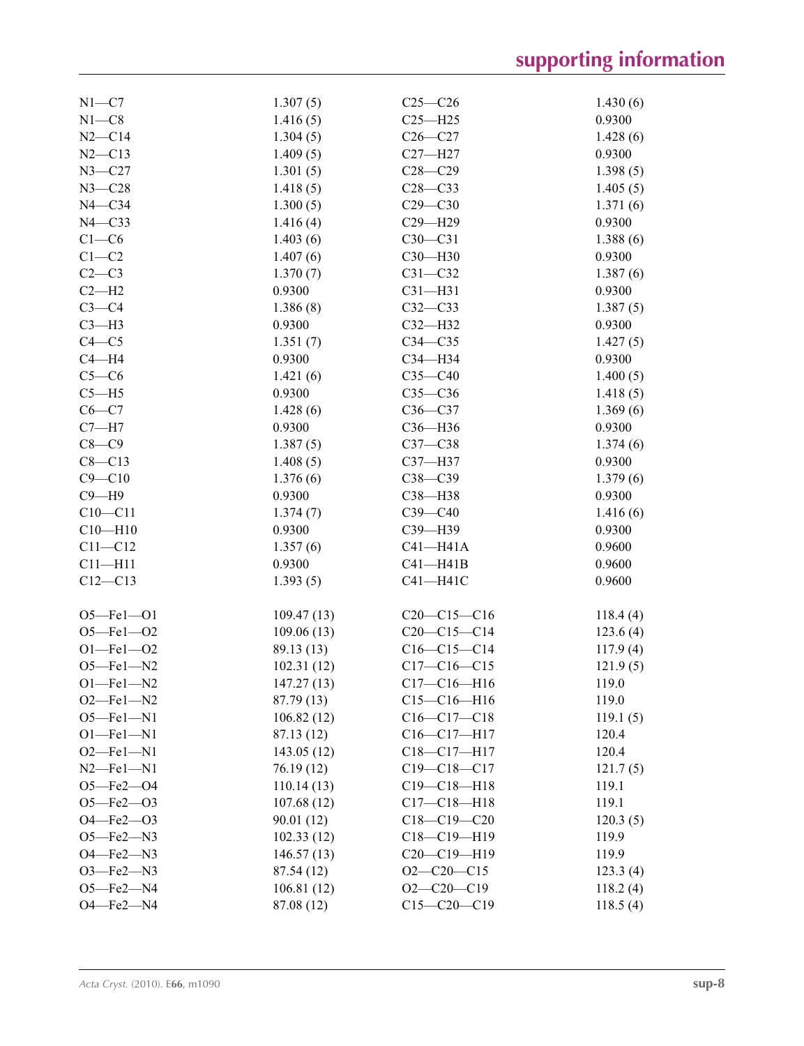| | | | |
|---|---|---|---|
| N1—C7 | 1.307 (5) | C25—C26 | 1.430 (6) |
| N1—C8 | 1.416 (5) | C25—H25 | 0.9300 |
| N2—C14 | 1.304 (5) | C26—C27 | 1.428 (6) |
| N2—C13 | 1.409 (5) | C27—H27 | 0.9300 |
| N3—C27 | 1.301 (5) | C28—C29 | 1.398 (5) |
| N3—C28 | 1.418 (5) | C28—C33 | 1.405 (5) |
| N4—C34 | 1.300 (5) | C29—C30 | 1.371 (6) |
| N4—C33 | 1.416 (4) | C29—H29 | 0.9300 |
| C1—C6 | 1.403 (6) | C30—C31 | 1.388 (6) |
| C1—C2 | 1.407 (6) | C30—H30 | 0.9300 |
| C2—C3 | 1.370 (7) | C31—C32 | 1.387 (6) |
| C2—H2 | 0.9300 | C31—H31 | 0.9300 |
| C3—C4 | 1.386 (8) | C32—C33 | 1.387 (5) |
| C3—H3 | 0.9300 | C32—H32 | 0.9300 |
| C4—C5 | 1.351 (7) | C34—C35 | 1.427 (5) |
| C4—H4 | 0.9300 | C34—H34 | 0.9300 |
| C5—C6 | 1.421 (6) | C35—C40 | 1.400 (5) |
| C5—H5 | 0.9300 | C35—C36 | 1.418 (5) |
| C6—C7 | 1.428 (6) | C36—C37 | 1.369 (6) |
| C7—H7 | 0.9300 | C36—H36 | 0.9300 |
| C8—C9 | 1.387 (5) | C37—C38 | 1.374 (6) |
| C8—C13 | 1.408 (5) | C37—H37 | 0.9300 |
| C9—C10 | 1.376 (6) | C38—C39 | 1.379 (6) |
| C9—H9 | 0.9300 | C38—H38 | 0.9300 |
| C10—C11 | 1.374 (7) | C39—C40 | 1.416 (6) |
| C10—H10 | 0.9300 | C39—H39 | 0.9300 |
| C11—C12 | 1.357 (6) | C41—H41A | 0.9600 |
| C11—H11 | 0.9300 | C41—H41B | 0.9600 |
| C12—C13 | 1.393 (5) | C41—H41C | 0.9600 |
| | | | |
| O5—Fe1—O1 | 109.47 (13) | C20—C15—C16 | 118.4 (4) |
| O5—Fe1—O2 | 109.06 (13) | C20—C15—C14 | 123.6 (4) |
| O1—Fe1—O2 | 89.13 (13) | C16—C15—C14 | 117.9 (4) |
| O5—Fe1—N2 | 102.31 (12) | C17—C16—C15 | 121.9 (5) |
| O1—Fe1—N2 | 147.27 (13) | C17—C16—H16 | 119.0 |
| O2—Fe1—N2 | 87.79 (13) | C15—C16—H16 | 119.0 |
| O5—Fe1—N1 | 106.82 (12) | C16—C17—C18 | 119.1 (5) |
| O1—Fe1—N1 | 87.13 (12) | C16—C17—H17 | 120.4 |
| O2—Fe1—N1 | 143.05 (12) | C18—C17—H17 | 120.4 |
| N2—Fe1—N1 | 76.19 (12) | C19—C18—C17 | 121.7 (5) |
| O5—Fe2—O4 | 110.14 (13) | C19—C18—H18 | 119.1 |
| O5—Fe2—O3 | 107.68 (12) | C17—C18—H18 | 119.1 |
| O4—Fe2—O3 | 90.01 (12) | C18—C19—C20 | 120.3 (5) |
| O5—Fe2—N3 | 102.33 (12) | C18—C19—H19 | 119.9 |
| O4—Fe2—N3 | 146.57 (13) | C20—C19—H19 | 119.9 |
| O3—Fe2—N3 | 87.54 (12) | O2—C20—C15 | 123.3 (4) |
| O5—Fe2—N4 | 106.81 (12) | O2—C20—C19 | 118.2 (4) |
| O4—Fe2—N4 | 87.08 (12) | C15—C20—C19 | 118.5 (4) |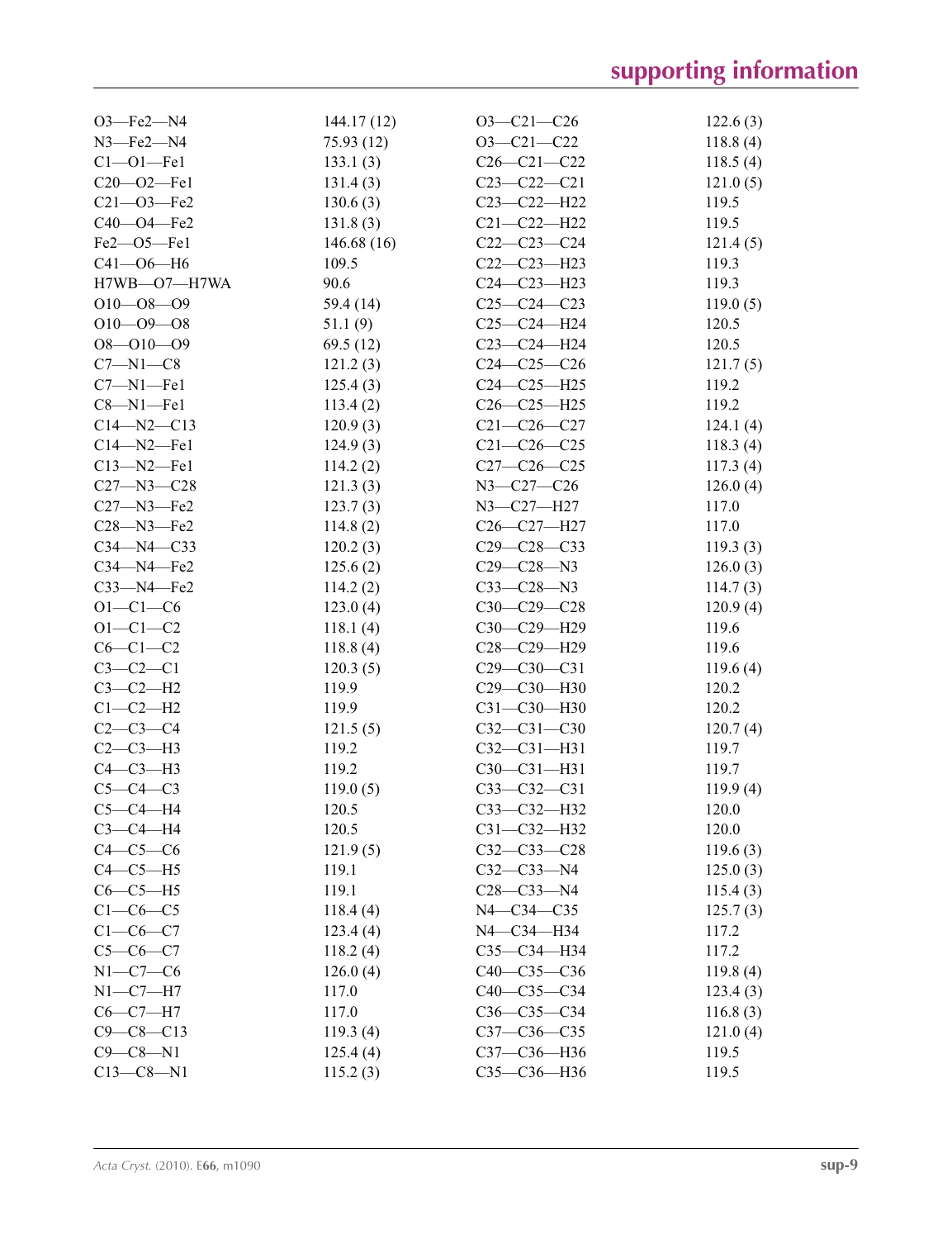| | | | |
|---|---|---|---|
| O3—Fe2—N4 | 144.17 (12) | O3—C21—C26 | 122.6 (3) |
| N3—Fe2—N4 | 75.93 (12) | O3—C21—C22 | 118.8 (4) |
| C1—O1—Fe1 | 133.1 (3) | C26—C21—C22 | 118.5 (4) |
| C20—O2—Fe1 | 131.4 (3) | C23—C22—C21 | 121.0 (5) |
| C21—O3—Fe2 | 130.6 (3) | C23—C22—H22 | 119.5 |
| C40—O4—Fe2 | 131.8 (3) | C21—C22—H22 | 119.5 |
| Fe2—O5—Fe1 | 146.68 (16) | C22—C23—C24 | 121.4 (5) |
| C41—O6—H6 | 109.5 | C22—C23—H23 | 119.3 |
| H7WB—O7—H7WA | 90.6 | C24—C23—H23 | 119.3 |
| O10—O8—O9 | 59.4 (14) | C25—C24—C23 | 119.0 (5) |
| O10—O9—O8 | 51.1 (9) | C25—C24—H24 | 120.5 |
| O8—O10—O9 | 69.5 (12) | C23—C24—H24 | 120.5 |
| C7—N1—C8 | 121.2 (3) | C24—C25—C26 | 121.7 (5) |
| C7—N1—Fe1 | 125.4 (3) | C24—C25—H25 | 119.2 |
| C8—N1—Fe1 | 113.4 (2) | C26—C25—H25 | 119.2 |
| C14—N2—C13 | 120.9 (3) | C21—C26—C27 | 124.1 (4) |
| C14—N2—Fe1 | 124.9 (3) | C21—C26—C25 | 118.3 (4) |
| C13—N2—Fe1 | 114.2 (2) | C27—C26—C25 | 117.3 (4) |
| C27—N3—C28 | 121.3 (3) | N3—C27—C26 | 126.0 (4) |
| C27—N3—Fe2 | 123.7 (3) | N3—C27—H27 | 117.0 |
| C28—N3—Fe2 | 114.8 (2) | C26—C27—H27 | 117.0 |
| C34—N4—C33 | 120.2 (3) | C29—C28—C33 | 119.3 (3) |
| C34—N4—Fe2 | 125.6 (2) | C29—C28—N3 | 126.0 (3) |
| C33—N4—Fe2 | 114.2 (2) | C33—C28—N3 | 114.7 (3) |
| O1—C1—C6 | 123.0 (4) | C30—C29—C28 | 120.9 (4) |
| O1—C1—C2 | 118.1 (4) | C30—C29—H29 | 119.6 |
| C6—C1—C2 | 118.8 (4) | C28—C29—H29 | 119.6 |
| C3—C2—C1 | 120.3 (5) | C29—C30—C31 | 119.6 (4) |
| C3—C2—H2 | 119.9 | C29—C30—H30 | 120.2 |
| C1—C2—H2 | 119.9 | C31—C30—H30 | 120.2 |
| C2—C3—C4 | 121.5 (5) | C32—C31—C30 | 120.7 (4) |
| C2—C3—H3 | 119.2 | C32—C31—H31 | 119.7 |
| C4—C3—H3 | 119.2 | C30—C31—H31 | 119.7 |
| C5—C4—C3 | 119.0 (5) | C33—C32—C31 | 119.9 (4) |
| C5—C4—H4 | 120.5 | C33—C32—H32 | 120.0 |
| C3—C4—H4 | 120.5 | C31—C32—H32 | 120.0 |
| C4—C5—C6 | 121.9 (5) | C32—C33—C28 | 119.6 (3) |
| C4—C5—H5 | 119.1 | C32—C33—N4 | 125.0 (3) |
| C6—C5—H5 | 119.1 | C28—C33—N4 | 115.4 (3) |
| C1—C6—C5 | 118.4 (4) | N4—C34—C35 | 125.7 (3) |
| C1—C6—C7 | 123.4 (4) | N4—C34—H34 | 117.2 |
| C5—C6—C7 | 118.2 (4) | C35—C34—H34 | 117.2 |
| N1—C7—C6 | 126.0 (4) | C40—C35—C36 | 119.8 (4) |
| N1—C7—H7 | 117.0 | C40—C35—C34 | 123.4 (3) |
| C6—C7—H7 | 117.0 | C36—C35—C34 | 116.8 (3) |
| C9—C8—C13 | 119.3 (4) | C37—C36—C35 | 121.0 (4) |
| C9—C8—N1 | 125.4 (4) | C37—C36—H36 | 119.5 |
| C13—C8—N1 | 115.2 (3) | C35—C36—H36 | 119.5 |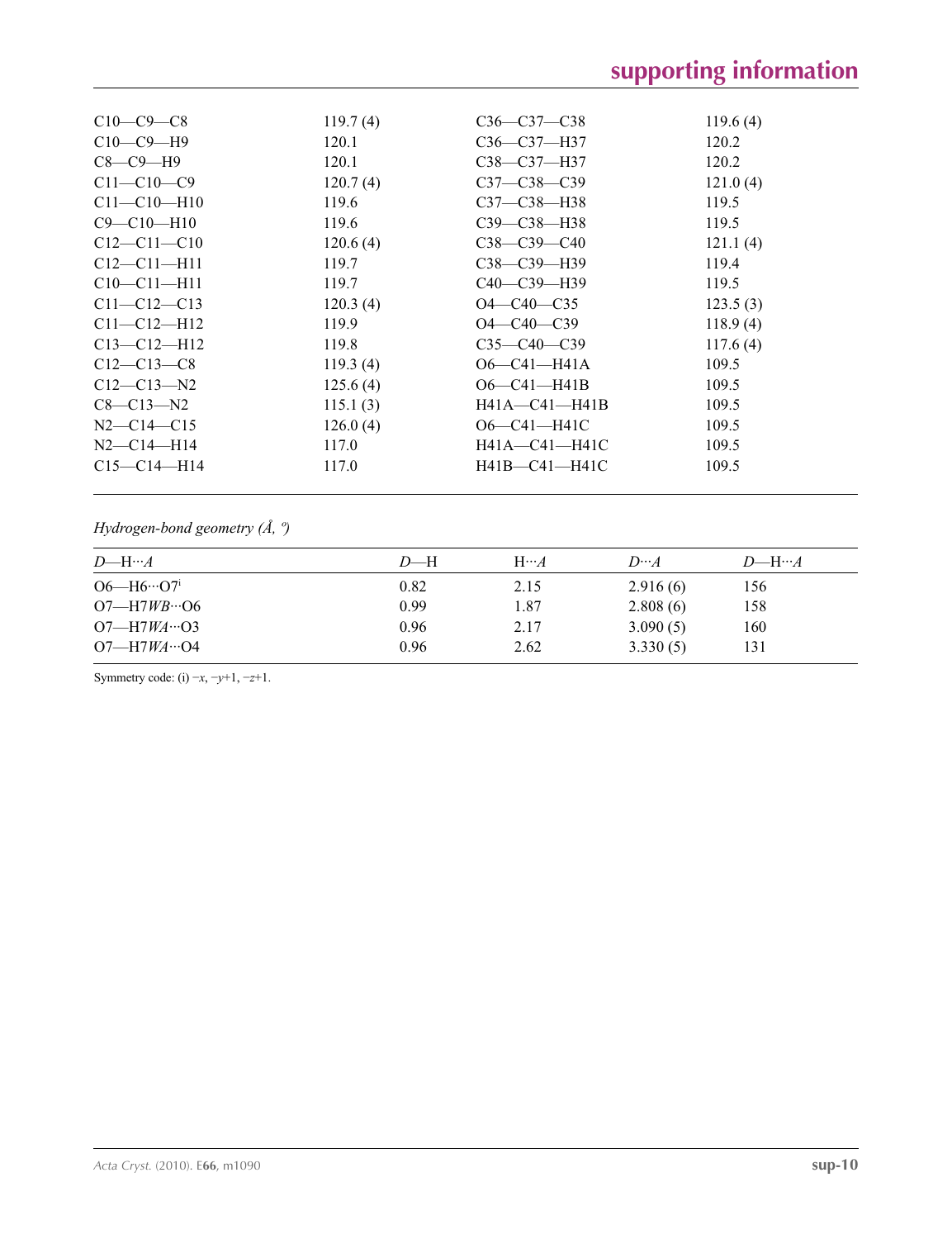| | | | |
|---|---|---|---|
| C10—C9—C8 | 119.7 (4) | C36—C37—C38 | 119.6 (4) |
| C10—C9—H9 | 120.1 | C36—C37—H37 | 120.2 |
| C8—C9—H9 | 120.1 | C38—C37—H37 | 120.2 |
| C11—C10—C9 | 120.7 (4) | C37—C38—C39 | 121.0 (4) |
| C11—C10—H10 | 119.6 | C37—C38—H38 | 119.5 |
| C9—C10—H10 | 119.6 | C39—C38—H38 | 119.5 |
| C12—C11—C10 | 120.6 (4) | C38—C39—C40 | 121.1 (4) |
| C12—C11—H11 | 119.7 | C38—C39—H39 | 119.4 |
| C10—C11—H11 | 119.7 | C40—C39—H39 | 119.5 |
| C11—C12—C13 | 120.3 (4) | O4—C40—C35 | 123.5 (3) |
| C11—C12—H12 | 119.9 | O4—C40—C39 | 118.9 (4) |
| C13—C12—H12 | 119.8 | C35—C40—C39 | 117.6 (4) |
| C12—C13—C8 | 119.3 (4) | O6—C41—H41A | 109.5 |
| C12—C13—N2 | 125.6 (4) | O6—C41—H41B | 109.5 |
| C8—C13—N2 | 115.1 (3) | H41A—C41—H41B | 109.5 |
| N2—C14—C15 | 126.0 (4) | O6—C41—H41C | 109.5 |
| N2—C14—H14 | 117.0 | H41A—C41—H41C | 109.5 |
| C15—C14—H14 | 117.0 | H41B—C41—H41C | 109.5 |

*Hydrogen-bond geometry (Å, º)*

| *D*—H···*A* | *D*—H | H···*A* | *D*···*A* | *D*—H···*A* |
|---|---|---|---|---|
| O6—H6···O7[i] | 0.82 | 2.15 | 2.916 (6) | 156 |
| O7—H7*WB*···O6 | 0.99 | 1.87 | 2.808 (6) | 158 |
| O7—H7*WA*···O3 | 0.96 | 2.17 | 3.090 (5) | 160 |
| O7—H7*WA*···O4 | 0.96 | 2.62 | 3.330 (5) | 131 |

Symmetry code: (i) $-x, -y+1, -z+1$.